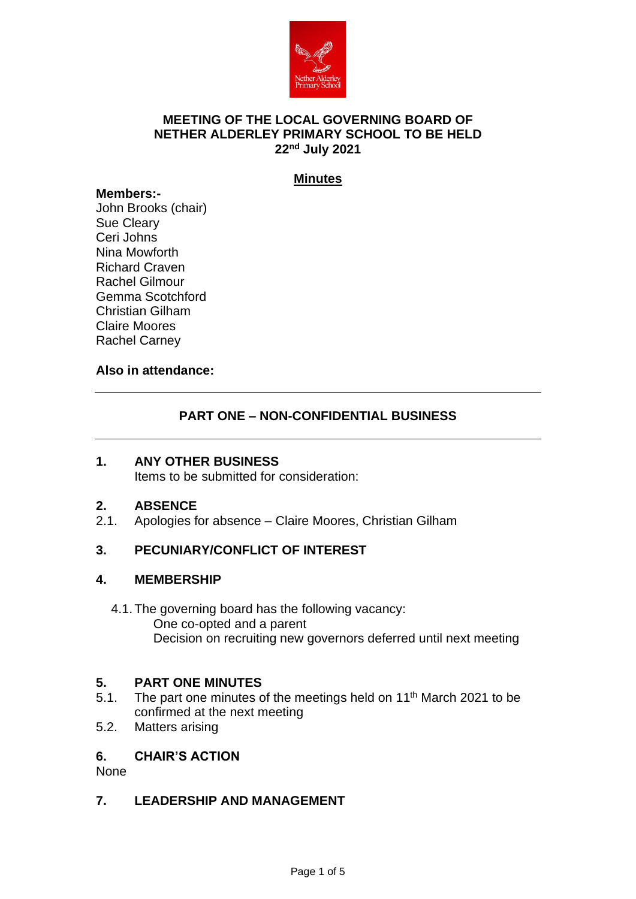**MEETING OF THE LOCAL GOVERNING BOARD OF NETHER ALDERLEY PRIMARY SCHOOL TO BE HELD 22nd July 2021**

**Minutes**

**Members:-**
John Brooks (chair)
Sue Cleary
Ceri Johns
Nina Mowforth
Richard Craven
Rachel Gilmour
Gemma Scotchford
Christian Gilham
Claire Moores
Rachel Carney

**Also in attendance:**

---

## PART ONE – NON-CONFIDENTIAL BUSINESS

---

### 1. ANY OTHER BUSINESS

Items to be submitted for consideration:

### 2. ABSENCE

2.1. Apologies for absence – Claire Moores, Christian Gilham

### 3. PECUNIARY/CONFLICT OF INTEREST

### 4. MEMBERSHIP

4.1. The governing board has the following vacancy:
One co-opted and a parent
Decision on recruiting new governors deferred until next meeting

### 5. PART ONE MINUTES

5.1. The part one minutes of the meetings held on 11th March 2021 to be confirmed at the next meeting

5.2. Matters arising

### 6. CHAIR'S ACTION

None

### 7. LEADERSHIP AND MANAGEMENT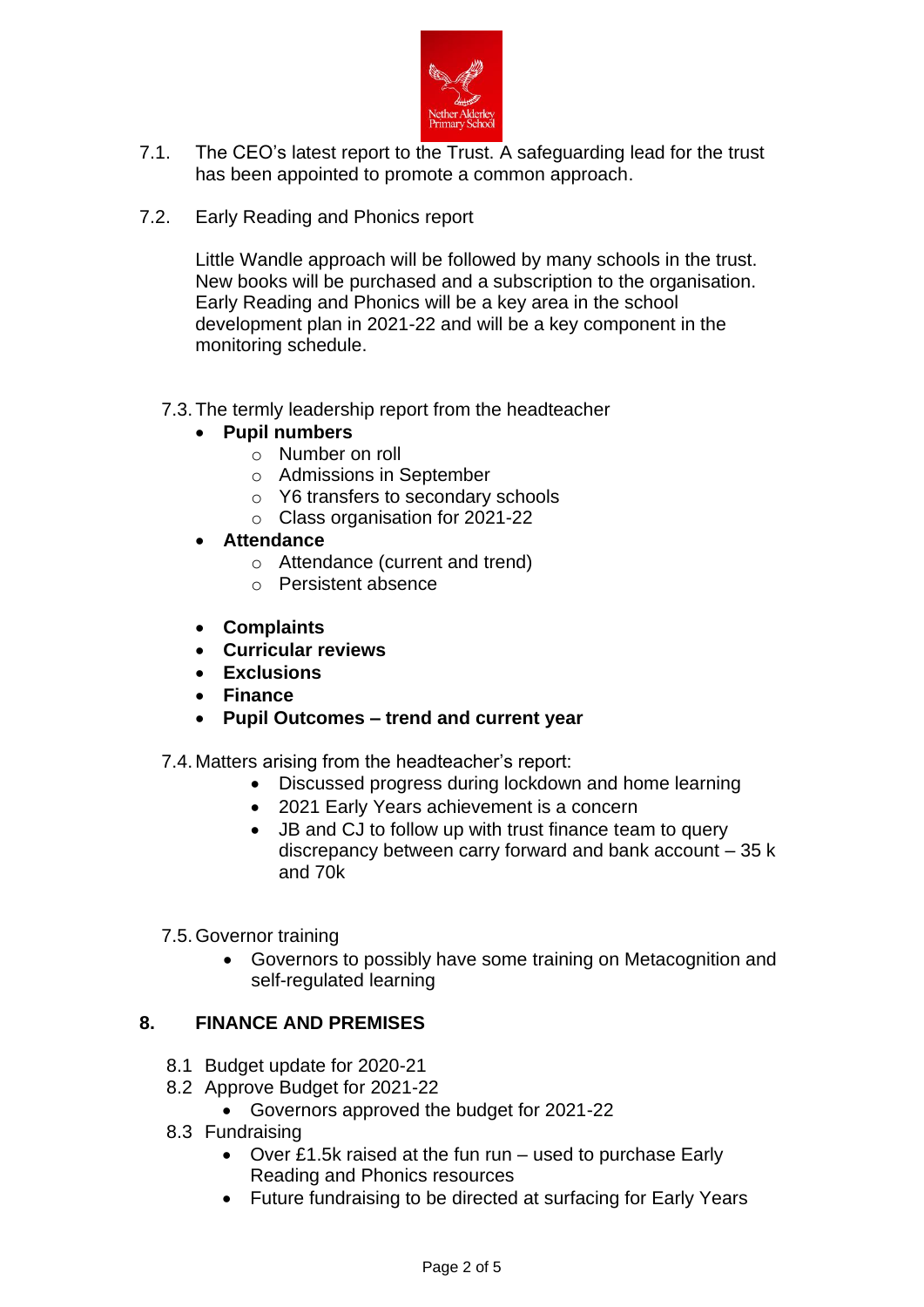7.1. The CEO's latest report to the Trust. A safeguarding lead for the trust has been appointed to promote a common approach.

7.2. Early Reading and Phonics report

Little Wandle approach will be followed by many schools in the trust. New books will be purchased and a subscription to the organisation. Early Reading and Phonics will be a key area in the school development plan in 2021-22 and will be a key component in the monitoring schedule.

7.3. The termly leadership report from the headteacher

- **Pupil numbers**
    - Number on roll
    - Admissions in September
    - Y6 transfers to secondary schools
    - Class organisation for 2021-22
- **Attendance**
    - Attendance (current and trend)
    - Persistent absence
- **Complaints**
- **Curricular reviews**
- **Exclusions**
- **Finance**
- **Pupil Outcomes – trend and current year**

7.4. Matters arising from the headteacher's report:

- Discussed progress during lockdown and home learning
- 2021 Early Years achievement is a concern
- JB and CJ to follow up with trust finance team to query discrepancy between carry forward and bank account – 35 k and 70k

7.5. Governor training

- Governors to possibly have some training on Metacognition and self-regulated learning

## 8. FINANCE AND PREMISES

8.1 Budget update for 2020-21

8.2 Approve Budget for 2021-22

- Governors approved the budget for 2021-22

8.3 Fundraising

- Over £1.5k raised at the fun run – used to purchase Early Reading and Phonics resources
- Future fundraising to be directed at surfacing for Early Years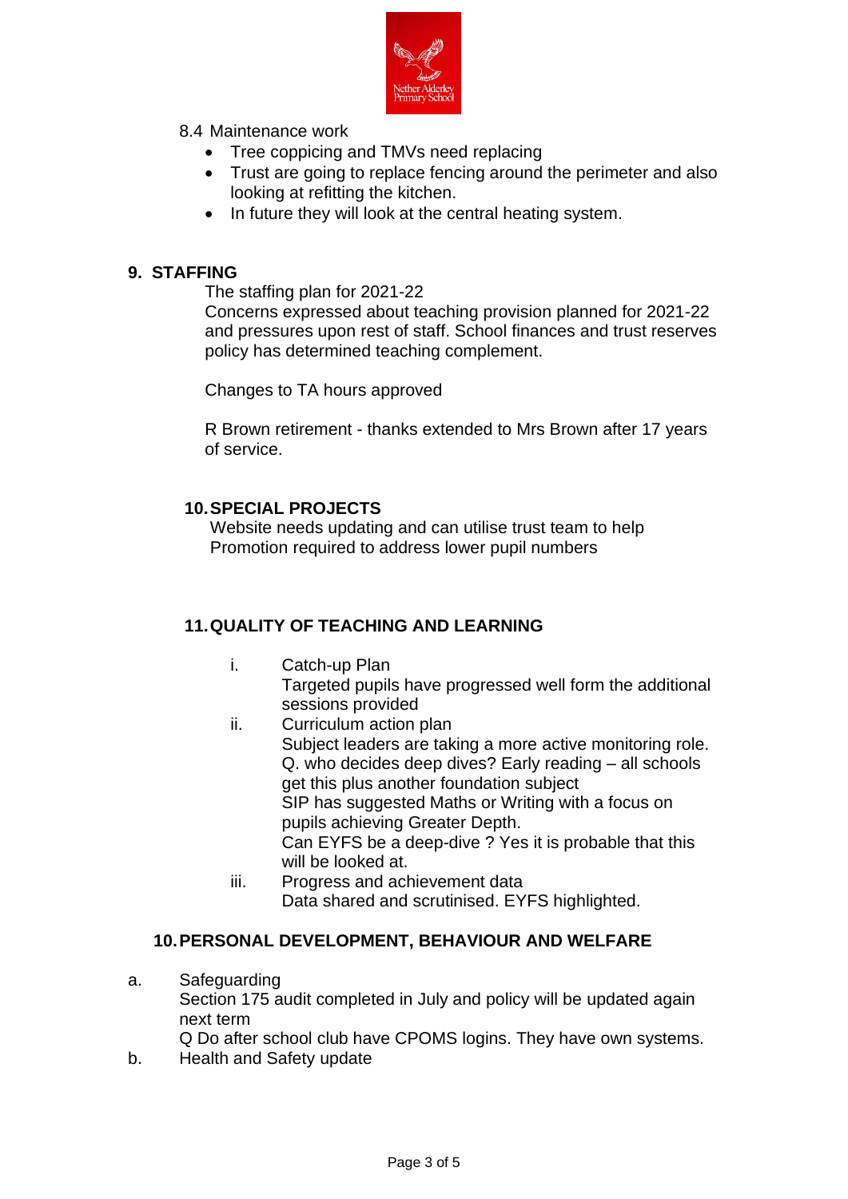8.4 Maintenance work

- Tree coppicing and TMVs need replacing
- Trust are going to replace fencing around the perimeter and also looking at refitting the kitchen.
- In future they will look at the central heating system.

## 9. STAFFING

The staffing plan for 2021-22
Concerns expressed about teaching provision planned for 2021-22 and pressures upon rest of staff. School finances and trust reserves policy has determined teaching complement.

Changes to TA hours approved

R Brown retirement - thanks extended to Mrs Brown after 17 years of service.

## 10. SPECIAL PROJECTS

Website needs updating and can utilise trust team to help
Promotion required to address lower pupil numbers

## 11. QUALITY OF TEACHING AND LEARNING

i. Catch-up Plan
Targeted pupils have progressed well form the additional sessions provided

ii. Curriculum action plan
Subject leaders are taking a more active monitoring role.
Q. who decides deep dives? Early reading – all schools get this plus another foundation subject
SIP has suggested Maths or Writing with a focus on pupils achieving Greater Depth.
Can EYFS be a deep-dive ? Yes it is probable that this will be looked at.

iii. Progress and achievement data
Data shared and scrutinised. EYFS highlighted.

## 10. PERSONAL DEVELOPMENT, BEHAVIOUR AND WELFARE

a. Safeguarding
Section 175 audit completed in July and policy will be updated again next term
Q Do after school club have CPOMS logins. They have own systems.

b. Health and Safety update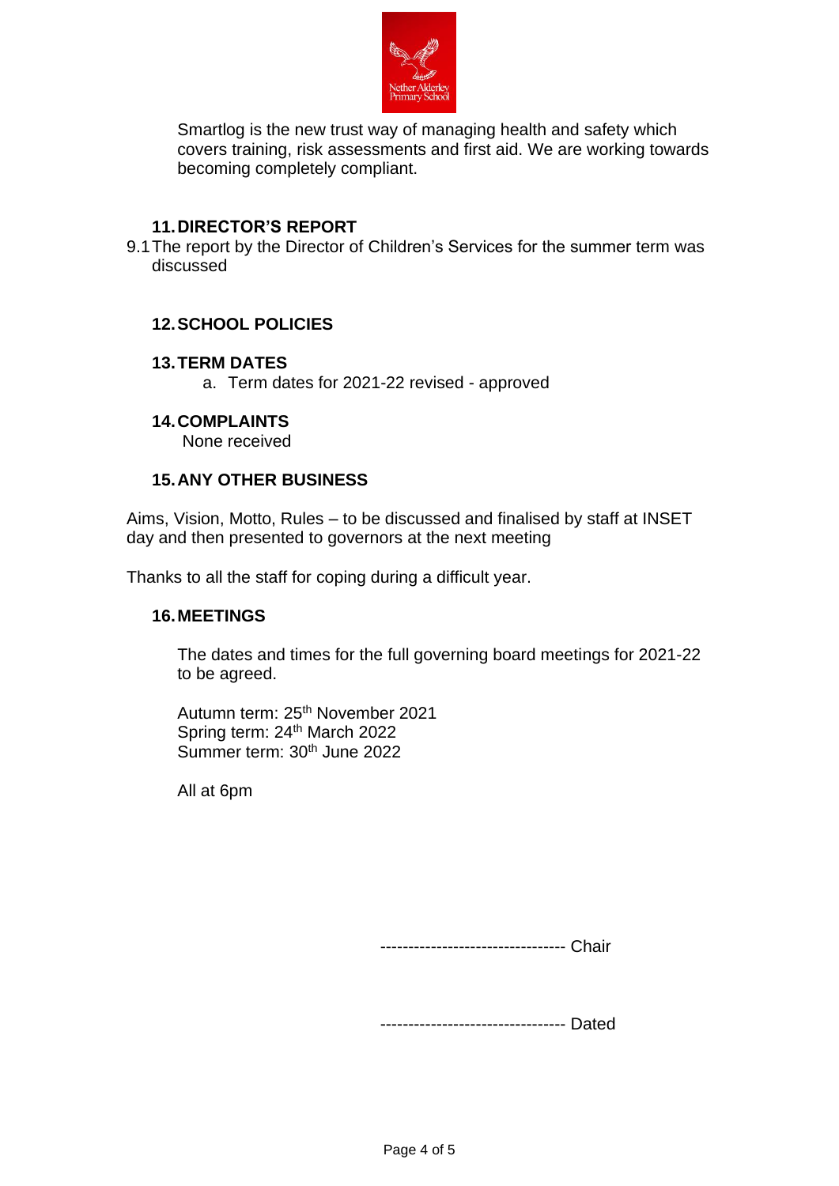Smartlog is the new trust way of managing health and safety which covers training, risk assessments and first aid. We are working towards becoming completely compliant.

## 11. DIRECTOR'S REPORT

9.1 The report by the Director of Children's Services for the summer term was discussed

## 12. SCHOOL POLICIES

## 13. TERM DATES

a. Term dates for 2021-22 revised - approved

## 14. COMPLAINTS

None received

## 15. ANY OTHER BUSINESS

Aims, Vision, Motto, Rules – to be discussed and finalised by staff at INSET day and then presented to governors at the next meeting

Thanks to all the staff for coping during a difficult year.

## 16. MEETINGS

The dates and times for the full governing board meetings for 2021-22 to be agreed.

Autumn term: 25th November 2021
Spring term: 24th March 2022
Summer term: 30th June 2022

All at 6pm

--------------------------------- Chair

--------------------------------- Dated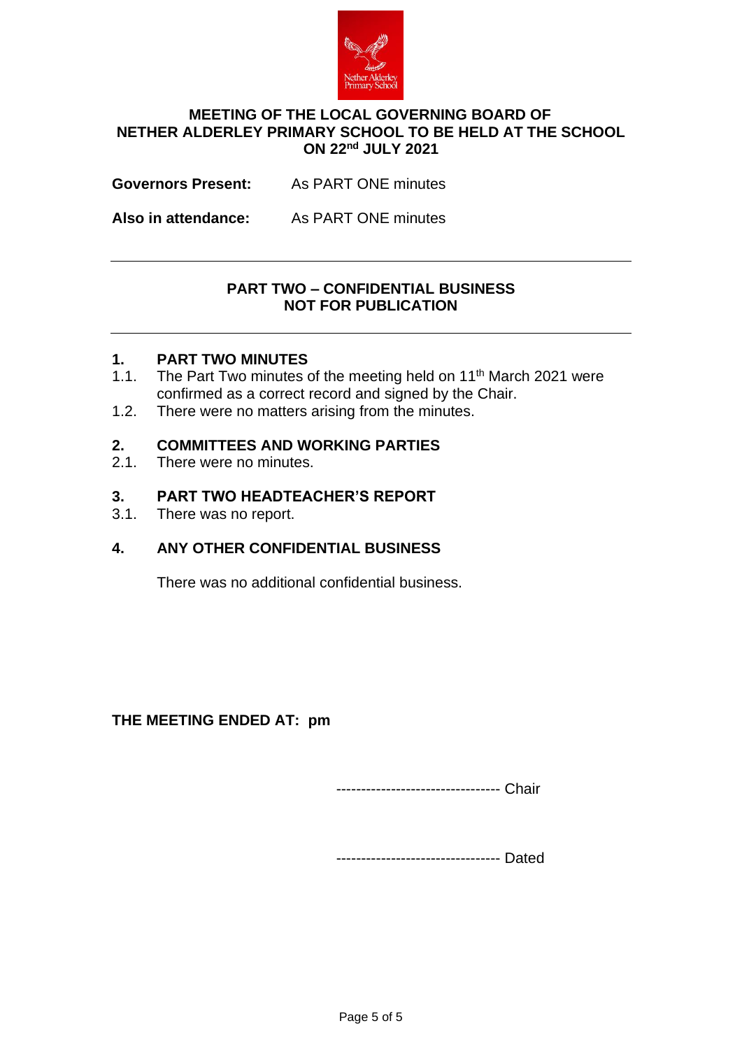**MEETING OF THE LOCAL GOVERNING BOARD OF NETHER ALDERLEY PRIMARY SCHOOL TO BE HELD AT THE SCHOOL ON 22nd JULY 2021**

**Governors Present:** As PART ONE minutes

**Also in attendance:** As PART ONE minutes

---

**PART TWO – CONFIDENTIAL BUSINESS**
**NOT FOR PUBLICATION**

---

## 1. PART TWO MINUTES

1.1. The Part Two minutes of the meeting held on 11th March 2021 were confirmed as a correct record and signed by the Chair.

1.2. There were no matters arising from the minutes.

## 2. COMMITTEES AND WORKING PARTIES

2.1. There were no minutes.

## 3. PART TWO HEADTEACHER'S REPORT

3.1. There was no report.

## 4. ANY OTHER CONFIDENTIAL BUSINESS

There was no additional confidential business.

**THE MEETING ENDED AT: pm**

--------------------------------- Chair

--------------------------------- Dated